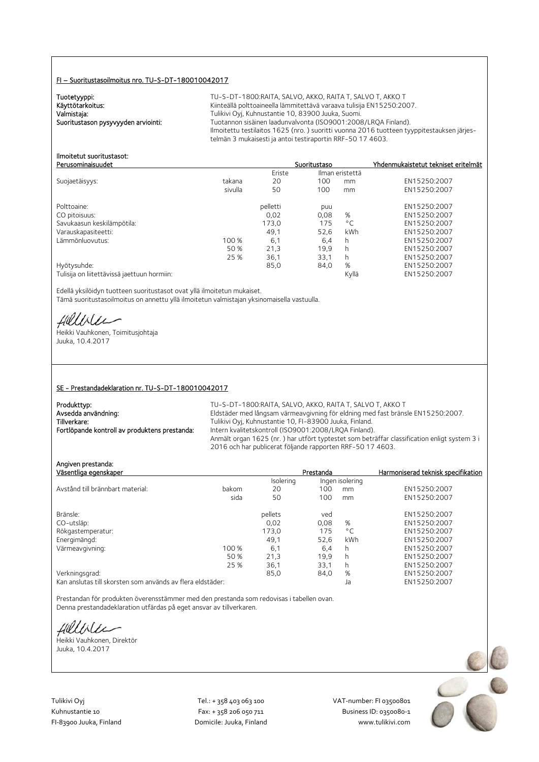## FI – Suoritustasoilmoitus nro. TU-S-DT-180010042017

**Tuotetyyppi:** TU-S-DT-1800:RAITA, SALVO, AKKO, RAITA T, SALVO T, AKKO T

**Käyttötarkoitus:** Kiinteällä polttoaineella lämmitettävä varaava tulisija EN15250:2007.

**Valmistaja:** Tulikivi Oyj, Kuhnustantie 10, 83900 Juuka, Suomi.

**Suoritustason pysyvyyden arviointi:** Tuotannon sisäinen laadunvalvonta (ISO9001:2008/LRQA Finland). Ilmoitettu testilaitos 1625 (nro. ) suoritti vuonna 2016 tuotteen tyyppitestauksen järjestelmän 3 mukaisesti ja antoi testiraportin RRF-50 17 4603.

**Ilmoitetut suoritustasot:**

| Perusominaisuudet | | Suoritustaso | | | Yhdenmukaistetut tekniset eritelmät |
|---|---|---|---|---|---|
| | | Eriste | Ilman eristettä | | |
| Suojaetäisyys: | takana | 20 | 100 | mm | EN15250:2007 |
| | sivulla | 50 | 100 | mm | EN15250:2007 |
| Polttoaine: | | pelletti | puu | | EN15250:2007 |
| CO pitoisuus: | | 0,02 | 0,08 | % | EN15250:2007 |
| Savukaasun keskilämpötila: | | 173,0 | 175 | °C | EN15250:2007 |
| Varauskapasiteetti: | | 49,1 | 52,6 | kWh | EN15250:2007 |
| Lämmönluovutus: | 100 % | 6,1 | 6,4 | h | EN15250:2007 |
| | 50 % | 21,3 | 19,9 | h | EN15250:2007 |
| | 25 % | 36,1 | 33,1 | h | EN15250:2007 |
| Hyötysuhde: | | 85,0 | 84,0 | % | EN15250:2007 |
| Tulisija on liitettävissä jaettuun hormiin: | | | | Kyllä | EN15250:2007 |

Edellä yksilöidyn tuotteen suoritustasot ovat yllä ilmoitetun mukaiset.
Tämä suoritustasoilmoitus on annettu yllä ilmoitetun valmistajan yksinomaisella vastuulla.

Heikki Vauhkonen, Toimitusjohtaja
Juuka, 10.4.2017

## SE - Prestandadeklaration nr. TU-S-DT-180010042017

**Produkttyp:** TU-S-DT-1800:RAITA, SALVO, AKKO, RAITA T, SALVO T, AKKO T

**Avsedda användning:** Eldstäder med långsam värmeavgivning för eldning med fast bränsle EN15250:2007.

**Tillverkare:** Tulikivi Oyj, Kuhnustantie 10, FI-83900 Juuka, Finland.

**Fortlöpande kontroll av produktens prestanda:** Intern kvalitetskontroll (ISO9001:2008/LRQA Finland). Anmält organ 1625 (nr. ) har utfört typtestet som beträffar classification enligt system 3 i 2016 och har publicerat följande rapporten RRF-50 17 4603.

**Angiven prestanda:**

| Väsentliga egenskaper | | Prestanda | | | Harmoniserad teknisk specifikation |
|---|---|---|---|---|---|
| | | Isolering | Ingen isolering | | |
| Avstånd till brännbart material: | bakom | 20 | 100 | mm | EN15250:2007 |
| | sida | 50 | 100 | mm | EN15250:2007 |
| Bränsle: | | pellets | ved | | EN15250:2007 |
| CO-utsläp: | | 0,02 | 0,08 | % | EN15250:2007 |
| Rökgastemperatur: | | 173,0 | 175 | °C | EN15250:2007 |
| Energimängd: | | 49,1 | 52,6 | kWh | EN15250:2007 |
| Värmeavgivning: | 100 % | 6,1 | 6,4 | h | EN15250:2007 |
| | 50 % | 21,3 | 19,9 | h | EN15250:2007 |
| | 25 % | 36,1 | 33,1 | h | EN15250:2007 |
| Verkningsgrad: | | 85,0 | 84,0 | % | EN15250:2007 |
| Kan anslutas till skorsten som används av flera eldstäder: | | | | Ja | EN15250:2007 |

Prestandan för produkten överensstämmer med den prestanda som redovisas i tabellen ovan.
Denna prestandadeklaration utfärdas på eget ansvar av tillverkaren.

Heikki Vauhkonen, Direktör
Juuka, 10.4.2017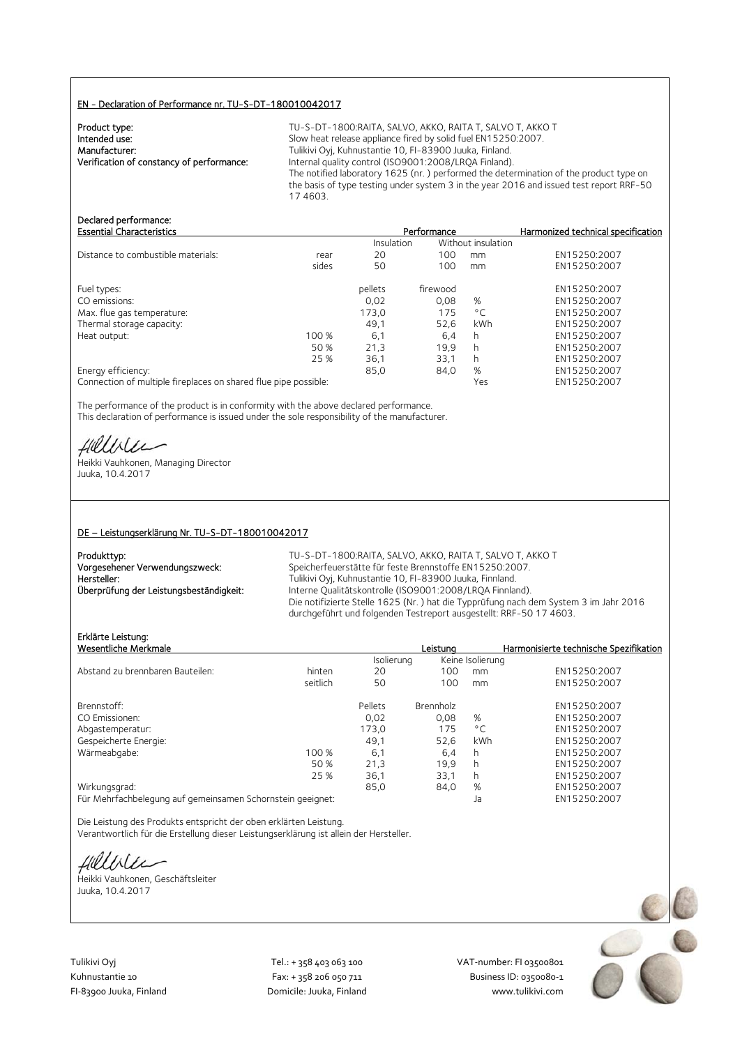## EN - Declaration of Performance nr. TU-S-DT-180010042017

**Product type:** TU-S-DT-1800:RAITA, SALVO, AKKO, RAITA T, SALVO T, AKKO T
**Intended use:** Slow heat release appliance fired by solid fuel EN15250:2007.
**Manufacturer:** Tulikivi Oyj, Kuhnustantie 10, FI-83900 Juuka, Finland.
**Verification of constancy of performance:** Internal quality control (ISO9001:2008/LRQA Finland). The notified laboratory 1625 (nr. ) performed the determination of the product type on the basis of type testing under system 3 in the year 2016 and issued test report RRF-50 17 4603.

**Declared performance:**

| Essential Characteristics | | Performance | | | Harmonized technical specification |
|---|---|---|---|---|---|
| | | Insulation | Without insulation | | |
| Distance to combustible materials: | rear | 20 | 100 | mm | EN15250:2007 |
| | sides | 50 | 100 | mm | EN15250:2007 |
| Fuel types: | | pellets | firewood | | EN15250:2007 |
| CO emissions: | | 0,02 | 0,08 | % | EN15250:2007 |
| Max. flue gas temperature: | | 173,0 | 175 | °C | EN15250:2007 |
| Thermal storage capacity: | | 49,1 | 52,6 | kWh | EN15250:2007 |
| Heat output: | 100 % | 6,1 | 6,4 | h | EN15250:2007 |
| | 50 % | 21,3 | 19,9 | h | EN15250:2007 |
| | 25 % | 36,1 | 33,1 | h | EN15250:2007 |
| Energy efficiency: | | 85,0 | 84,0 | % | EN15250:2007 |
| Connection of multiple fireplaces on shared flue pipe possible: | | | | Yes | EN15250:2007 |

The performance of the product is in conformity with the above declared performance.
This declaration of performance is issued under the sole responsibility of the manufacturer.

Heikki Vauhkonen, Managing Director
Juuka, 10.4.2017

## DE – Leistungserklärung Nr. TU-S-DT-180010042017

**Produkttyp:** TU-S-DT-1800:RAITA, SALVO, AKKO, RAITA T, SALVO T, AKKO T
**Vorgesehener Verwendungszweck:** Speicherfeuerstätte für feste Brennstoffe EN15250:2007.
**Hersteller:** Tulikivi Oyj, Kuhnustantie 10, FI-83900 Juuka, Finnland.
**Überprüfung der Leistungsbeständigkeit:** Interne Qualitätskontrolle (ISO9001:2008/LRQA Finnland). Die notifizierte Stelle 1625 (Nr. ) hat die Typprüfung nach dem System 3 im Jahr 2016 durchgeführt und folgenden Testreport ausgestellt: RRF-50 17 4603.

**Erklärte Leistung:**

| Wesentliche Merkmale | | Leistung | | | Harmonisierte technische Spezifikation |
|---|---|---|---|---|---|
| | | Isolierung | Keine Isolierung | | |
| Abstand zu brennbaren Bauteilen: | hinten | 20 | 100 | mm | EN15250:2007 |
| | seitlich | 50 | 100 | mm | EN15250:2007 |
| Brennstoff: | | Pellets | Brennholz | | EN15250:2007 |
| CO Emissionen: | | 0,02 | 0,08 | % | EN15250:2007 |
| Abgastemperatur: | | 173,0 | 175 | °C | EN15250:2007 |
| Gespeicherte Energie: | | 49,1 | 52,6 | kWh | EN15250:2007 |
| Wärmeabgabe: | 100 % | 6,1 | 6,4 | h | EN15250:2007 |
| | 50 % | 21,3 | 19,9 | h | EN15250:2007 |
| | 25 % | 36,1 | 33,1 | h | EN15250:2007 |
| Wirkungsgrad: | | 85,0 | 84,0 | % | EN15250:2007 |
| Für Mehrfachbelegung auf gemeinsamen Schornstein geeignet: | | | | Ja | EN15250:2007 |

Die Leistung des Produkts entspricht der oben erklärten Leistung.
Verantwortlich für die Erstellung dieser Leistungserklärung ist allein der Hersteller.

Heikki Vauhkonen, Geschäftsleiter
Juuka, 10.4.2017

Tulikivi Oyj
Kuhnustantie 10
FI-83900 Juuka, Finland

Tel.: + 358 403 063 100
Fax: + 358 206 050 711
Domicile: Juuka, Finland

VAT-number: FI 03500801
Business ID: 0350080-1
www.tulikivi.com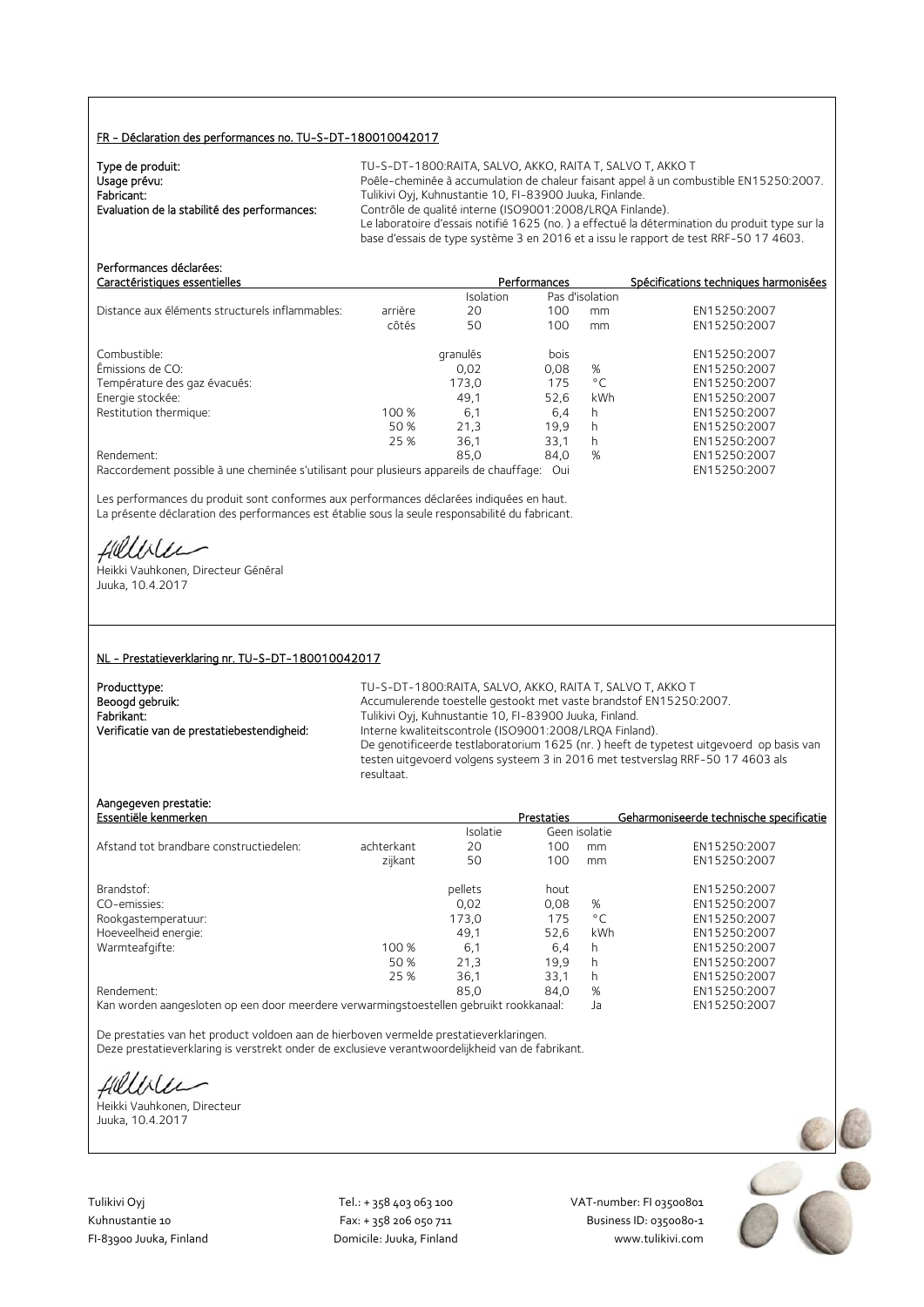## FR - Déclaration des performances no. TU-S-DT-180010042017

**Type de produit:** TU-S-DT-1800:RAITA, SALVO, AKKO, RAITA T, SALVO T, AKKO T
**Usage prévu:** Poêle-cheminée à accumulation de chaleur faisant appel à un combustible EN15250:2007.
**Fabricant:** Tulikivi Oyj, Kuhnustantie 10, FI-83900 Juuka, Finlande.
**Evaluation de la stabilité des performances:** Contrôle de qualité interne (ISO9001:2008/LRQA Finlande).
Le laboratoire d'essais notifié 1625 (no. ) a effectué la détermination du produit type sur la base d'essais de type système 3 en 2016 et a issu le rapport de test RRF-50 17 4603.

**Performances déclarées:**

| Caractéristiques essentielles | | Performances | | | Spécifications techniques harmonisées |
|---|---|---|---|---|---|
| | | Isolation | Pas d'isolation | | |
| Distance aux éléments structurels inflammables: | arrière | 20 | 100 | mm | EN15250:2007 |
| | côtés | 50 | 100 | mm | EN15250:2007 |
| Combustible: | | granulés | bois | | EN15250:2007 |
| Émissions de CO: | | 0,02 | 0,08 | % | EN15250:2007 |
| Température des gaz évacués: | | 173,0 | 175 | °C | EN15250:2007 |
| Energie stockée: | | 49,1 | 52,6 | kWh | EN15250:2007 |
| Restitution thermique: | 100 % | 6,1 | 6,4 | h | EN15250:2007 |
| | 50 % | 21,3 | 19,9 | h | EN15250:2007 |
| | 25 % | 36,1 | 33,1 | h | EN15250:2007 |
| Rendement: | | 85,0 | 84,0 | % | EN15250:2007 |
| Raccordement possible à une cheminée s'utilisant pour plusieurs appareils de chauffage: | | | Oui | | EN15250:2007 |

Les performances du produit sont conformes aux performances déclarées indiquées en haut.
La présente déclaration des performances est établie sous la seule responsabilité du fabricant.

Heikki Vauhkonen, Directeur Général
Juuka, 10.4.2017

## NL - Prestatieverklaring nr. TU-S-DT-180010042017

**Producttype:** TU-S-DT-1800:RAITA, SALVO, AKKO, RAITA T, SALVO T, AKKO T
**Beoogd gebruik:** Accumulerende toestelle gestookt met vaste brandstof EN15250:2007.
**Fabrikant:** Tulikivi Oyj, Kuhnustantie 10, FI-83900 Juuka, Finland.
**Verificatie van de prestatiebestendigheid:** Interne kwaliteitscontrole (ISO9001:2008/LRQA Finland).
De genotificeerde testlaboratorium 1625 (nr. ) heeft de typetest uitgevoerd op basis van testen uitgevoerd volgens systeem 3 in 2016 met testverslag RRF-50 17 4603 als resultaat.

**Aangegeven prestatie:**

| Essentiële kenmerken | | Prestaties | | | Geharmoniseerde technische specificatie |
|---|---|---|---|---|---|
| | | Isolatie | Geen isolatie | | |
| Afstand tot brandbare constructiedelen: | achterkant | 20 | 100 | mm | EN15250:2007 |
| | zijkant | 50 | 100 | mm | EN15250:2007 |
| Brandstof: | | pellets | hout | | EN15250:2007 |
| CO-emissies: | | 0,02 | 0,08 | % | EN15250:2007 |
| Rookgastemperatuur: | | 173,0 | 175 | °C | EN15250:2007 |
| Hoeveelheid energie: | | 49,1 | 52,6 | kWh | EN15250:2007 |
| Warmteafgifte: | 100 % | 6,1 | 6,4 | h | EN15250:2007 |
| | 50 % | 21,3 | 19,9 | h | EN15250:2007 |
| | 25 % | 36,1 | 33,1 | h | EN15250:2007 |
| Rendement: | | 85,0 | 84,0 | % | EN15250:2007 |
| Kan worden aangesloten op een door meerdere verwarmingstoestellen gebruikt rookkanaal: | | | Ja | | EN15250:2007 |

De prestaties van het product voldoen aan de hierboven vermelde prestatieverklaringen.
Deze prestatieverklaring is verstrekt onder de exclusieve verantwoordelijkheid van de fabrikant.

Heikki Vauhkonen, Directeur
Juuka, 10.4.2017

Tulikivi Oyj
Kuhnustantie 10
FI-83900 Juuka, Finland

Tel.: + 358 403 063 100
Fax: + 358 206 050 711
Domicile: Juuka, Finland

VAT-number: FI 03500801
Business ID: 0350080-1
www.tulikivi.com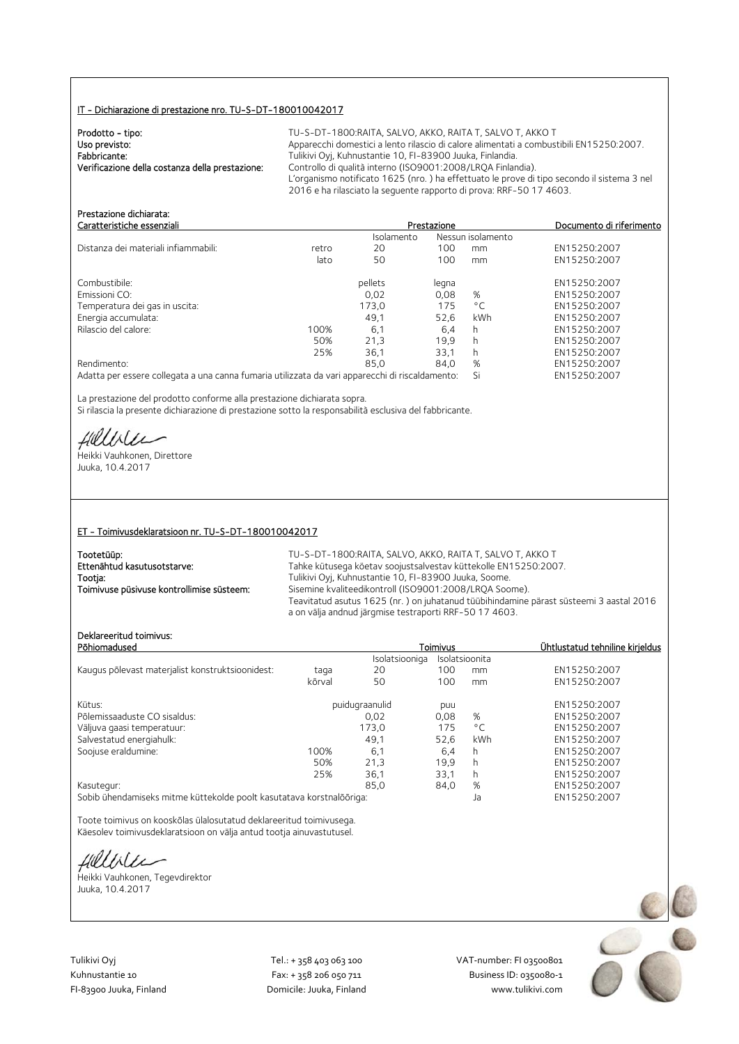## IT - Dichiarazione di prestazione nro. TU-S-DT-180010042017

**Prodotto - tipo:** TU-S-DT-1800:RAITA, SALVO, AKKO, RAITA T, SALVO T, AKKO T

**Uso previsto:** Apparecchi domestici a lento rilascio di calore alimentati a combustibili EN15250:2007.

**Fabbricante:** Tulikivi Oyj, Kuhnustantie 10, FI-83900 Juuka, Finlandia.

**Verificazione della costanza della prestazione:** Controllo di qualità interno (ISO9001:2008/LRQA Finlandia). L'organismo notificato 1625 (nro. ) ha effettuato le prove di tipo secondo il sistema 3 nel 2016 e ha rilasciato la seguente rapporto di prova: RRF-50 17 4603.

**Prestazione dichiarata:**

| Caratteristiche essenziali | | Prestazione | | | Documento di riferimento |
|---|---|---|---|---|---|
| | | Isolamento | Nessun isolamento | | |
| Distanza dei materiali infiammabili: | retro | 20 | 100 | mm | EN15250:2007 |
| | lato | 50 | 100 | mm | EN15250:2007 |
| Combustibile: | | pellets | legna | | EN15250:2007 |
| Emissioni CO: | | 0,02 | 0,08 | % | EN15250:2007 |
| Temperatura dei gas in uscita: | | 173,0 | 175 | °C | EN15250:2007 |
| Energia accumulata: | | 49,1 | 52,6 | kWh | EN15250:2007 |
| Rilascio del calore: | 100% | 6,1 | 6,4 | h | EN15250:2007 |
| | 50% | 21,3 | 19,9 | h | EN15250:2007 |
| | 25% | 36,1 | 33,1 | h | EN15250:2007 |
| Rendimento: | | 85,0 | 84,0 | % | EN15250:2007 |
| Adatta per essere collegata a una canna fumaria utilizzata da vari apparecchi di riscaldamento: | | | | Si | EN15250:2007 |

La prestazione del prodotto conforme alla prestazione dichiarata sopra.
Si rilascia la presente dichiarazione di prestazione sotto la responsabilità esclusiva del fabbricante.

Heikki Vauhkonen, Direttore
Juuka, 10.4.2017

## ET - Toimivusdeklaratsioon nr. TU-S-DT-180010042017

**Tootetüüp:** TU-S-DT-1800:RAITA, SALVO, AKKO, RAITA T, SALVO T, AKKO T

**Ettenähtud kasutusotstarve:** Tahke kütusega köetav soojustsalvestav küttekolle EN15250:2007.

**Tootja:** Tulikivi Oyj, Kuhnustantie 10, FI-83900 Juuka, Soome.

**Toimivuse püsivuse kontrollimise süsteem:** Sisemine kvaliteedikontroll (ISO9001:2008/LRQA Soome). Teavitatud asutus 1625 (nr. ) on juhatanud tüübihindamine pärast süsteemi 3 aastal 2016 a on välja andnud järgmise testraporti RRF-50 17 4603.

**Deklareeritud toimivus:**

| Põhiomadused | | Toimivus | | | Ühtlustatud tehniline kirjeldus |
|---|---|---|---|---|---|
| | | Isolatsiooniga | Isolatsioonita | | |
| Kaugus põlevast materjalist konstruktsioonidest: | taga | 20 | 100 | mm | EN15250:2007 |
| | kõrval | 50 | 100 | mm | EN15250:2007 |
| Kütus: | | puidugraanulid | puu | | EN15250:2007 |
| Põlemissaaduste CO sisaldus: | | 0,02 | 0,08 | % | EN15250:2007 |
| Väljuva gaasi temperatuur: | | 173,0 | 175 | °C | EN15250:2007 |
| Salvestatud energiahulk: | | 49,1 | 52,6 | kWh | EN15250:2007 |
| Soojuse eraldumine: | 100% | 6,1 | 6,4 | h | EN15250:2007 |
| | 50% | 21,3 | 19,9 | h | EN15250:2007 |
| | 25% | 36,1 | 33,1 | h | EN15250:2007 |
| Kasutegur: | | 85,0 | 84,0 | % | EN15250:2007 |
| Sobib ühendamiseks mitme küttekolde poolt kasutatava korstnalõõriga: | | | | Ja | EN15250:2007 |

Toote toimivus on kooskõlas ülalosutatud deklareeritud toimivusega.
Käesolev toimivusdeklaratsioon on välja antud tootja ainuvastutusel.

Heikki Vauhkonen, Tegevdirektor
Juuka, 10.4.2017

Tulikivi Oyj
Kuhnustantie 10
FI-83900 Juuka, Finland

Tel.: + 358 403 063 100
Fax: + 358 206 050 711
Domicile: Juuka, Finland

VAT-number: FI 03500801
Business ID: 0350080-1
www.tulikivi.com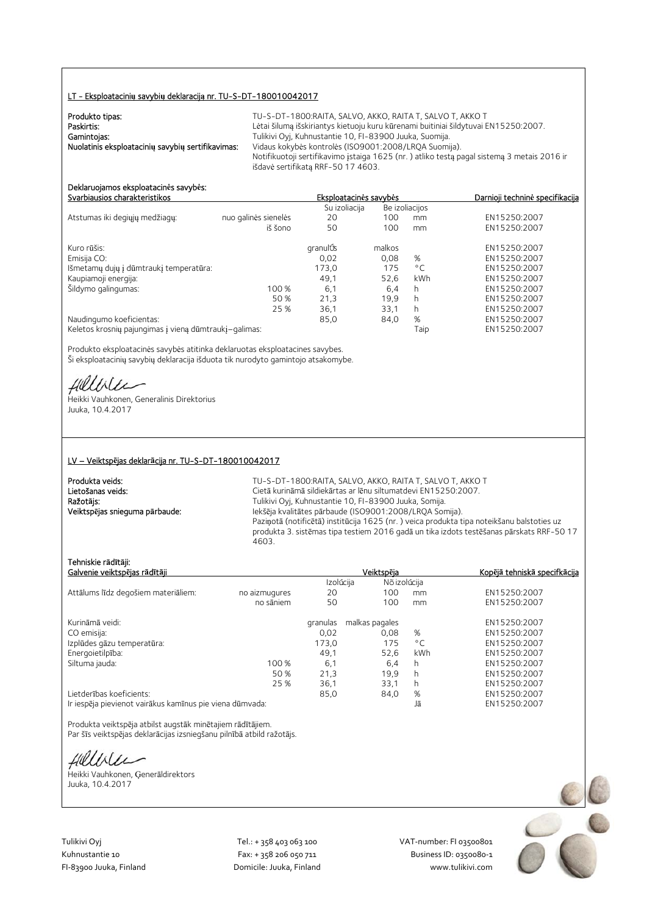## LT - Eksploatacinių savybių deklaracija nr. TU-S-DT-180010042017

**Produkto tipas:** TU-S-DT-1800:RAITA, SALVO, AKKO, RAITA T, SALVO T, AKKO T
**Paskirtis:** Lėtai šilumą išskiriantys kietuoju kuru kūrenami buitiniai šildytuvai EN15250:2007.
**Gamintojas:** Tulikivi Oyj, Kuhnustantie 10, FI-83900 Juuka, Suomija.
**Nuolatinis eksploatacinių savybių sertifikavimas:** Vidaus kokybės kontrolės (ISO9001:2008/LRQA Suomija).
Notifikuotoji sertifikavimo įstaiga 1625 (nr. ) atliko testą pagal sistemą 3 metais 2016 ir išdavė sertifikatą RRF-50 17 4603.

**Deklaruojamos eksploatacinės savybės:**

| Svarbiausios charakteristikos | | Eksploatacinės savybės | | | Darnioji techninė specifikacija |
|---|---|---|---|---|---|
| | | Su izoliacija | Be izoliacijos | | |
| Atstumas iki degiųjų medžiagų: | nuo galinės sienelės | 20 | 100 | mm | EN15250:2007 |
| | iš šono | 50 | 100 | mm | EN15250:2007 |
| Kuro rūšis: | | granulės | malkos | | EN15250:2007 |
| Emisija CO: | | 0,02 | 0,08 | % | EN15250:2007 |
| Išmetamų dujų į dūmtraukį temperatūra: | | 173,0 | 175 | °C | EN15250:2007 |
| Kaupiamoji energija: | | 49,1 | 52,6 | kWh | EN15250:2007 |
| Šildymo galingumas: | 100 % | 6,1 | 6,4 | h | EN15250:2007 |
| | 50 % | 21,3 | 19,9 | h | EN15250:2007 |
| | 25 % | 36,1 | 33,1 | h | EN15250:2007 |
| Naudingumo koeficientas: | | 85,0 | 84,0 | % | EN15250:2007 |
| Keletos krosnių pajungimas į vieną dūmtraukį–galimas: | | | | Taip | EN15250:2007 |

Produkto eksploatacinės savybės atitinka deklaruotas eksploatacines savybes.
Ši eksploatacinių savybių deklaracija išduota tik nurodyto gamintojo atsakomybe.

Heikki Vauhkonen, Generalinis Direktorius
Juuka, 10.4.2017

## LV – Veiktspējas deklarācija nr. TU-S-DT-180010042017

**Produkta veids:** TU-S-DT-1800:RAITA, SALVO, AKKO, RAITA T, SALVO T, AKKO T
**Lietošanas veids:** Cietā kurināmā sildiekārtas ar lēnu siltumatdevi EN15250:2007.
**Ražotājs:** Tulikivi Oyj, Kuhnustantie 10, FI-83900 Juuka, Somija.
**Veiktspējas snieguma pārbaude:** Iekšēja kvalitātes pārbaude (ISO9001:2008/LRQA Somija).
Paziņotā (notificētā) institūcija 1625 (nr. ) veica produkta tipa noteikšanu balstoties uz produkta 3. sistēmas tipa testiem 2016 gadā un tika izdots testēšanas pārskats RRF-50 17 4603.

**Tehniskie rādītāji:**

| Galvenie veiktspējas rādītāji | | Veiktspēja | | | Kopējā tehniskā specifkācija |
|---|---|---|---|---|---|
| | | Izolūcija | Nō izolūcija | | |
| Attālums līdz degošiem materiāliem: | no aizmugures | 20 | 100 | mm | EN15250:2007 |
| | no sāniem | 50 | 100 | mm | EN15250:2007 |
| Kurināmā veidi: | | granulas | malkas pagales | | EN15250:2007 |
| CO emisija: | | 0,02 | 0,08 | % | EN15250:2007 |
| Izplūdes gāzu temperatūra: | | 173,0 | 175 | °C | EN15250:2007 |
| Energoietilpība: | | 49,1 | 52,6 | kWh | EN15250:2007 |
| Siltuma jauda: | 100 % | 6,1 | 6,4 | h | EN15250:2007 |
| | 50 % | 21,3 | 19,9 | h | EN15250:2007 |
| | 25 % | 36,1 | 33,1 | h | EN15250:2007 |
| Lietderības koeficients: | | 85,0 | 84,0 | % | EN15250:2007 |
| Ir iespēja pievienot vairākus kamīnus pie viena dūmvada: | | | | Jā | EN15250:2007 |

Produkta veiktspēja atbilst augstāk minētajiem rādītājiem.
Par šīs veiktspējas deklarācijas izsniegšanu pilnībā atbild ražotājs.

Heikki Vauhkonen, Ģenerāldirektors
Juuka, 10.4.2017

Tulikivi Oyj
Kuhnustantie 10
FI-83900 Juuka, Finland

Tel.: + 358 403 063 100
Fax: + 358 206 050 711
Domicile: Juuka, Finland

VAT-number: FI 03500801
Business ID: 0350080-1
www.tulikivi.com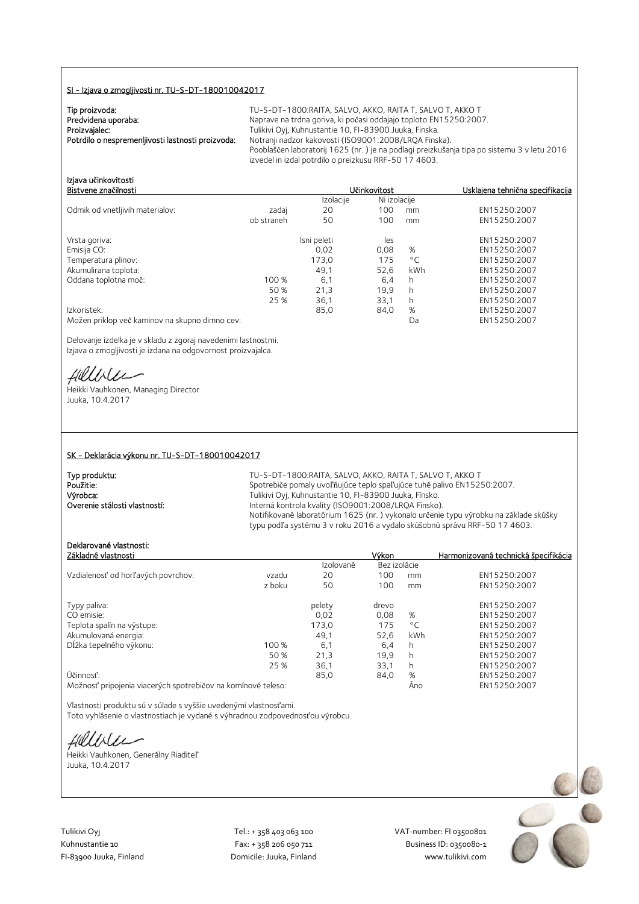## SI - Izjava o zmogljivosti nr. TU-S-DT-180010042017

**Tip proizvoda:** TU-S-DT-1800:RAITA, SALVO, AKKO, RAITA T, SALVO T, AKKO T
**Predvidena uporaba:** Naprave na trdna goriva, ki počasi oddajajo toploto EN15250:2007.
**Proizvajalec:** Tulikivi Oyj, Kuhnustantie 10, FI-83900 Juuka, Finska.
**Potrdilo o nespremenljivosti lastnosti proizvoda:** Notranji nadzor kakovosti (ISO9001:2008/LRQA Finska).
Pooblaščen laboratorij 1625 (nr. ) je na podlagi preizkušanja tipa po sistemu 3 v letu 2016 izvedel in izdal potrdilo o preizkusu RRF-50 17 4603.

Izjava učinkovitosti

| Bistvene značilnosti | | Učinkovitost | | | Usklajena tehnična specifikacija |
|---|---|---|---|---|---|
| | | Izolacije | Ni izolacije | | |
| Odmik od vnetljivih materialov: | zadaj | 20 | 100 | mm | EN15250:2007 |
| | ob straneh | 50 | 100 | mm | EN15250:2007 |
| Vrsta goriva: | | lsni peleti | les | | EN15250:2007 |
| Emisija CO: | | 0,02 | 0,08 | % | EN15250:2007 |
| Temperatura plinov: | | 173,0 | 175 | °C | EN15250:2007 |
| Akumulirana toplota: | | 49,1 | 52,6 | kWh | EN15250:2007 |
| Oddana toplotna moč: | 100 % | 6,1 | 6,4 | h | EN15250:2007 |
| | 50 % | 21,3 | 19,9 | h | EN15250:2007 |
| | 25 % | 36,1 | 33,1 | h | EN15250:2007 |
| Izkoristek: | | 85,0 | 84,0 | % | EN15250:2007 |
| Možen priklop več kaminov na skupno dimno cev: | | | | Da | EN15250:2007 |

Delovanje izdelka je v skladu z zgoraj navedenimi lastnostmi.
Izjava o zmogljivosti je izdana na odgovornost proizvajalca.

Heikki Vauhkonen, Managing Director
Juuka, 10.4.2017

## SK – Deklarácia výkonu nr. TU-S-DT-180010042017

**Typ produktu:** TU-S-DT-1800:RAITA, SALVO, AKKO, RAITA T, SALVO T, AKKO T
**Použitie:** Spotrebiče pomaly uvoľňujúce teplo spaľujúce tuhé palivo EN15250:2007.
**Výrobca:** Tulikivi Oyj, Kuhnustantie 10, FI-83900 Juuka, Fínsko.
**Overenie stálosti vlastností:** Interná kontrola kvality (ISO9001:2008/LRQA Fínsko).
Notifikované laboratórium 1625 (nr. ) vykonalo určenie typu výrobku na základe skúšky typu podľa systému 3 v roku 2016 a vydalo skúšobnú správu RRF-50 17 4603.

Deklarované vlastnosti:

| Základné vlastnosti | | Výkon | | | Harmonizovaná technická špecifikácia |
|---|---|---|---|---|---|
| | | Izolované | Bez izolácie | | |
| Vzdialenosť od horľavých povrchov: | vzadu | 20 | 100 | mm | EN15250:2007 |
| | z boku | 50 | 100 | mm | EN15250:2007 |
| Typy paliva: | | pelety | drevo | | EN15250:2007 |
| CO emisie: | | 0,02 | 0,08 | % | EN15250:2007 |
| Teplota spalín na výstupe: | | 173,0 | 175 | °C | EN15250:2007 |
| Akumulovaná energia: | | 49,1 | 52,6 | kWh | EN15250:2007 |
| Dĺžka tepelného výkonu: | 100 % | 6,1 | 6,4 | h | EN15250:2007 |
| | 50 % | 21,3 | 19,9 | h | EN15250:2007 |
| | 25 % | 36,1 | 33,1 | h | EN15250:2007 |
| Účinnosť: | | 85,0 | 84,0 | % | EN15250:2007 |
| Možnosť pripojenia viacerých spotrebičov na komínové teleso: | | | | Áno | EN15250:2007 |

Vlastnosti produktu sú v súlade s vyššie uvedenými vlastnosťami.
Toto vyhlásenie o vlastnostiach je vydané s výhradnou zodpovednosťou výrobcu.

Heikki Vauhkonen, Generálny Riaditeľ
Juuka, 10.4.2017

Tulikivi Oyj
Kuhnustantie 10
FI-83900 Juuka, Finland

Tel.: + 358 403 063 100
Fax: + 358 206 050 711
Domicile: Juuka, Finland

VAT-number: FI 03500801
Business ID: 0350080-1
www.tulikivi.com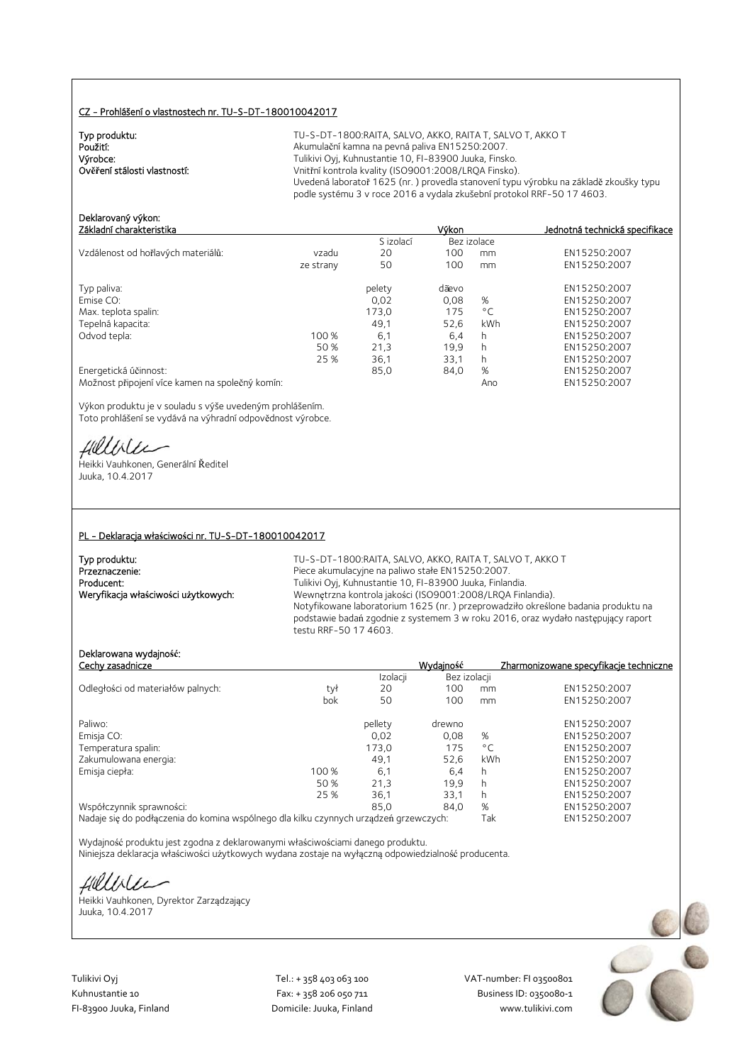## CZ - Prohlášení o vlastnostech nr. TU-S-DT-180010042017

| | |
|---|---|
| **Typ produktu:** | TU-S-DT-1800:RAITA, SALVO, AKKO, RAITA T, SALVO T, AKKO T |
| **Použití:** | Akumulační kamna na pevná paliva EN15250:2007. |
| **Výrobce:** | Tulikivi Oyj, Kuhnustantie 10, FI-83900 Juuka, Finsko. |
| **Ověření stálosti vlastností:** | Vnitřní kontrola kvality (ISO9001:2008/LRQA Finsko). Uvedená laboratoř 1625 (nr. ) provedla stanovení typu výrobku na základě zkoušky typu podle systému 3 v roce 2016 a vydala zkušební protokol RRF-50 17 4603. |

**Deklarovaný výkon:**

| Základní charakteristika | | Výkon | | | Jednotná technická specifikace |
|---|---|---|---|---|---|
| | | S izolací | Bez izolace | | |
| Vzdálenost od hořlavých materiálů: | vzadu | 20 | 100 | mm | EN15250:2007 |
| | ze strany | 50 | 100 | mm | EN15250:2007 |
| Typ paliva: | | pelety | dřevo | | EN15250:2007 |
| Emise CO: | | 0,02 | 0,08 | % | EN15250:2007 |
| Max. teplota spalin: | | 173,0 | 175 | °C | EN15250:2007 |
| Tepelná kapacita: | | 49,1 | 52,6 | kWh | EN15250:2007 |
| Odvod tepla: | 100 % | 6,1 | 6,4 | h | EN15250:2007 |
| | 50 % | 21,3 | 19,9 | h | EN15250:2007 |
| | 25 % | 36,1 | 33,1 | h | EN15250:2007 |
| Energetická účinnost: | | 85,0 | 84,0 | % | EN15250:2007 |
| Možnost připojení více kamen na společný komín: | | | | Ano | EN15250:2007 |

Výkon produktu je v souladu s výše uvedeným prohlášením.
Toto prohlášení se vydává na výhradní odpovědnost výrobce.

Heikki Vauhkonen, Generální Ředitel
Juuka, 10.4.2017

## PL - Deklaracja właściwości nr. TU-S-DT-180010042017

| | |
|---|---|
| **Typ produktu:** | TU-S-DT-1800:RAITA, SALVO, AKKO, RAITA T, SALVO T, AKKO T |
| **Przeznaczenie:** | Piece akumulacyjne na paliwo stałe EN15250:2007. |
| **Producent:** | Tulikivi Oyj, Kuhnustantie 10, FI-83900 Juuka, Finlandia. |
| **Weryfikacja właściwości użytkowych:** | Wewnętrzna kontrola jakości (ISO9001:2008/LRQA Finlandia). Notyfikowane laboratorium 1625 (nr. ) przeprowadziło określone badania produktu na podstawie badań zgodnie z systemem 3 w roku 2016, oraz wydało następujący raport testu RRF-50 17 4603. |

**Deklarowana wydajność:**

| Cechy zasadnicze | | Wydajność | | | Zharmonizowane specyfikacje techniczne |
|---|---|---|---|---|---|
| | | Izolacji | Bez izolacji | | |
| Odległości od materiałów palnych: | tył | 20 | 100 | mm | EN15250:2007 |
| | bok | 50 | 100 | mm | EN15250:2007 |
| Paliwo: | | pellety | drewno | | EN15250:2007 |
| Emisja CO: | | 0,02 | 0,08 | % | EN15250:2007 |
| Temperatura spalin: | | 173,0 | 175 | °C | EN15250:2007 |
| Zakumulowana energia: | | 49,1 | 52,6 | kWh | EN15250:2007 |
| Emisja ciepła: | 100 % | 6,1 | 6,4 | h | EN15250:2007 |
| | 50 % | 21,3 | 19,9 | h | EN15250:2007 |
| | 25 % | 36,1 | 33,1 | h | EN15250:2007 |
| Współczynnik sprawności: | | 85,0 | 84,0 | % | EN15250:2007 |
| Nadaje się do podłączenia do komina wspólnego dla kilku czynnych urządzeń grzewczych: | | | | Tak | EN15250:2007 |

Wydajność produktu jest zgodna z deklarowanymi właściwościami danego produktu.
Niniejsza deklaracja właściwości użytkowych wydana zostaje na wyłączną odpowiedzialność producenta.

Heikki Vauhkonen, Dyrektor Zarządzający
Juuka, 10.4.2017

Tulikivi Oyj
Kuhnustantie 10
FI-83900 Juuka, Finland

Tel.: + 358 403 063 100
Fax: + 358 206 050 711
Domicile: Juuka, Finland

VAT-number: FI 03500801
Business ID: 0350080-1
www.tulikivi.com